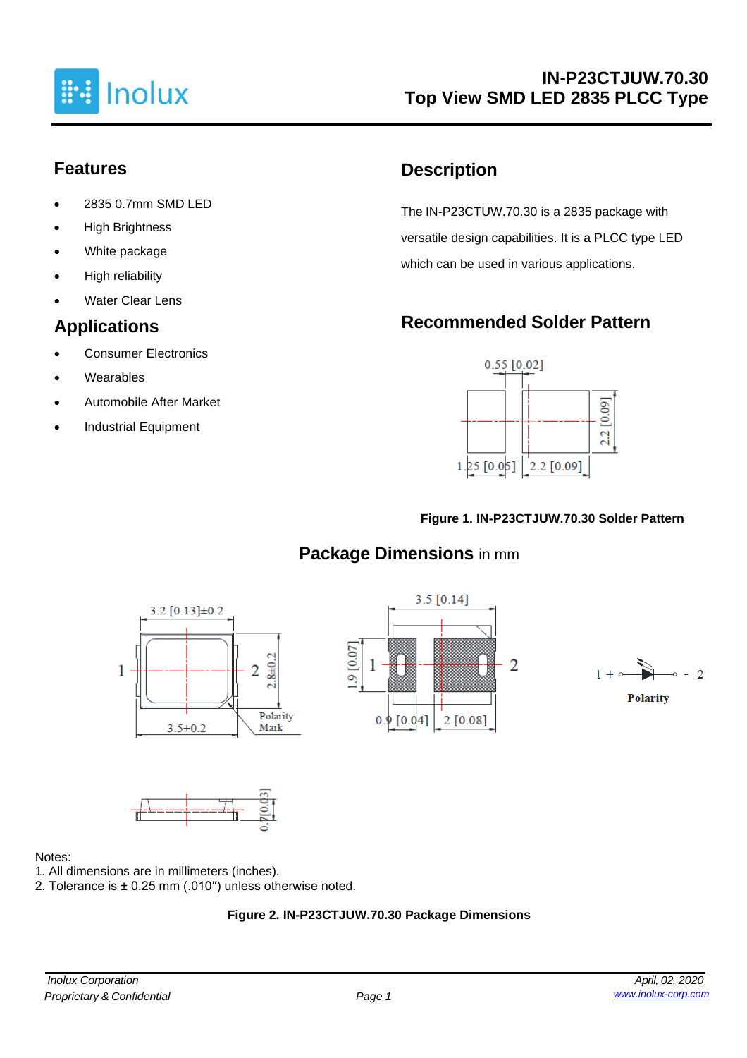# IN-P23CTJUW.70.30
## Top View SMD LED 2835 PLCC Type

## Features

- 2835 0.7mm SMD LED
- High Brightness
- White package
- High reliability
- Water Clear Lens

## Applications

- Consumer Electronics
- Wearables
- Automobile After Market
- Industrial Equipment

## Description

The IN-P23CTUW.70.30 is a 2835 package with versatile design capabilities. It is a PLCC type LED which can be used in various applications.

## Recommended Solder Pattern

0.55 [0.02]

2.2 [0.09]

1.25 [0.05] 2.2 [0.09]

**Figure 1. IN-P23CTJUW.70.30 Solder Pattern**

## Package Dimensions in mm

3.2 [0.13]±0.2

1 2 2.8±0.2

3.5±0.2 Polarity Mark

3.5 [0.14]

1.9 [0.07] 1 2

0.9 [0.04] 2 [0.08]

1 + - 2

**Polarity**

0.7[0.03]

Notes:
1. All dimensions are in millimeters (inches).
2. Tolerance is ± 0.25 mm (.010″) unless otherwise noted.

**Figure 2. IN-P23CTJUW.70.30 Package Dimensions**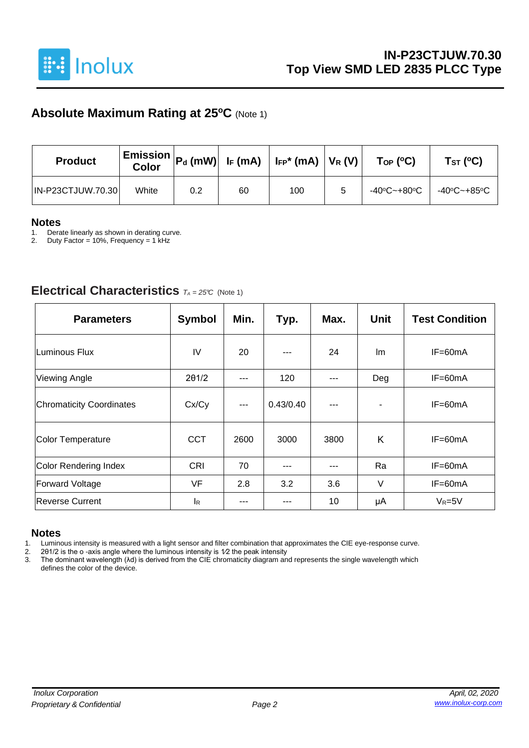## Absolute Maximum Rating at 25°C (Note 1)

| Product | Emission Color | $P_d$ (mW) | $I_F$ (mA) | $I_{FP}$* (mA) | $V_R$ (V) | $T_{OP}$ (°C) | $T_{ST}$ (°C) |
|---|---|---|---|---|---|---|---|
| IN-P23CTJUW.70.30 | White | 0.2 | 60 | 100 | 5 | -40°C~+80°C | -40°C~+85°C |

### Notes

1. Derate linearly as shown in derating curve.
2. Duty Factor = 10%, Frequency = 1 kHz

## Electrical Characteristics $T_A = 25°C$ (Note 1)

| Parameters | Symbol | Min. | Typ. | Max. | Unit | Test Condition |
|---|---|---|---|---|---|---|
| Luminous Flux | IV | 20 | --- | 24 | lm | IF=60mA |
| Viewing Angle | 2θ1/2 | --- | 120 | --- | Deg | IF=60mA |
| Chromaticity Coordinates | Cx/Cy | --- | 0.43/0.40 | --- | - | IF=60mA |
| Color Temperature | CCT | 2600 | 3000 | 3800 | K | IF=60mA |
| Color Rendering Index | CRI | 70 | --- | --- | Ra | IF=60mA |
| Forward Voltage | VF | 2.8 | 3.2 | 3.6 | V | IF=60mA |
| Reverse Current | $I_R$ | --- | --- | 10 | μA | $V_R$=5V |

### Notes

1. Luminous intensity is measured with a light sensor and filter combination that approximates the CIE eye-response curve.
2. 2θ1/2 is the o -axis angle where the luminous intensity is 1⁄2 the peak intensity
3. The dominant wavelength (λd) is derived from the CIE chromaticity diagram and represents the single wavelength which defines the color of the device.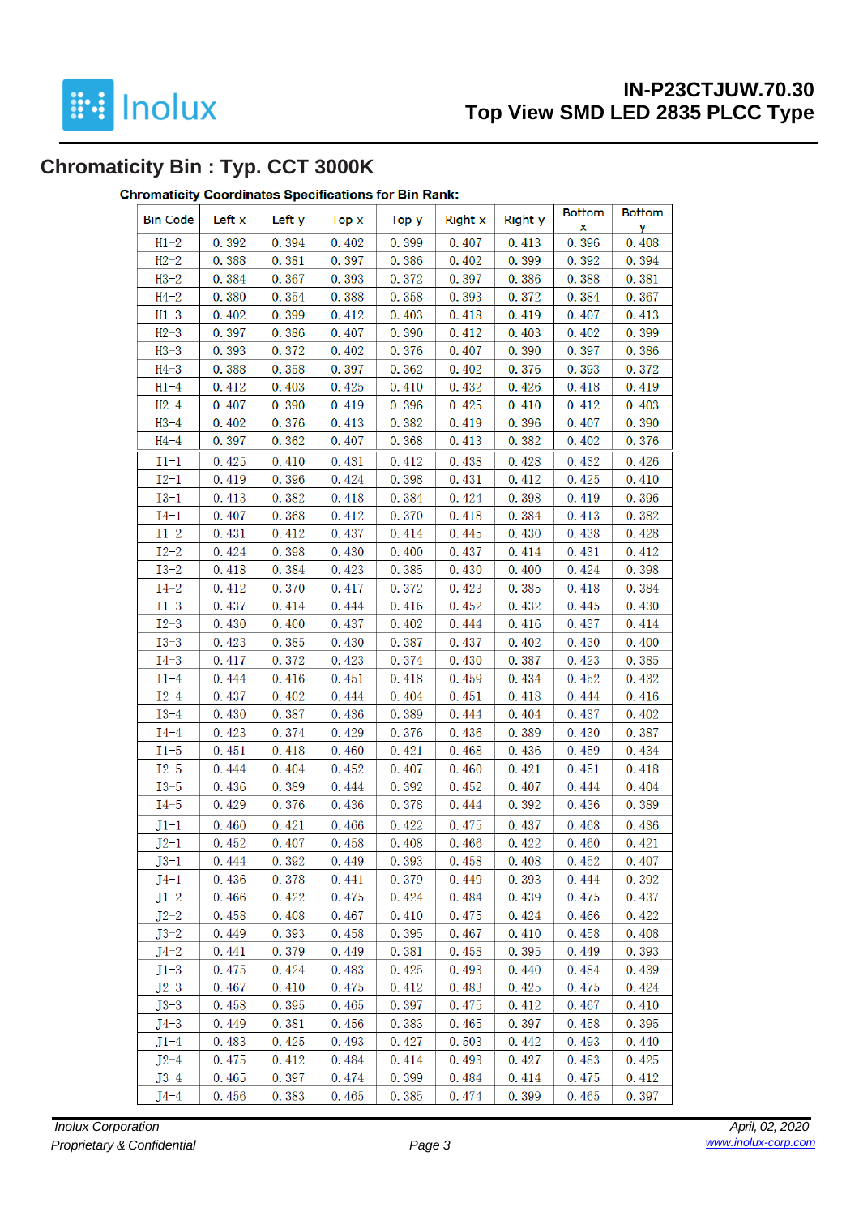## Chromaticity Bin : Typ. CCT 3000K

**Chromaticity Coordinates Specifications for Bin Rank:**

| Bin Code | Left x | Left y | Top x | Top y | Right x | Right y | Bottom x | Bottom y |
|---|---|---|---|---|---|---|---|---|
| H1-2 | 0.392 | 0.394 | 0.402 | 0.399 | 0.407 | 0.413 | 0.396 | 0.408 |
| H2-2 | 0.388 | 0.381 | 0.397 | 0.386 | 0.402 | 0.399 | 0.392 | 0.394 |
| H3-2 | 0.384 | 0.367 | 0.393 | 0.372 | 0.397 | 0.386 | 0.388 | 0.381 |
| H4-2 | 0.380 | 0.354 | 0.388 | 0.358 | 0.393 | 0.372 | 0.384 | 0.367 |
| H1-3 | 0.402 | 0.399 | 0.412 | 0.403 | 0.418 | 0.419 | 0.407 | 0.413 |
| H2-3 | 0.397 | 0.386 | 0.407 | 0.390 | 0.412 | 0.403 | 0.402 | 0.399 |
| H3-3 | 0.393 | 0.372 | 0.402 | 0.376 | 0.407 | 0.390 | 0.397 | 0.386 |
| H4-3 | 0.388 | 0.358 | 0.397 | 0.362 | 0.402 | 0.376 | 0.393 | 0.372 |
| H1-4 | 0.412 | 0.403 | 0.425 | 0.410 | 0.432 | 0.426 | 0.418 | 0.419 |
| H2-4 | 0.407 | 0.390 | 0.419 | 0.396 | 0.425 | 0.410 | 0.412 | 0.403 |
| H3-4 | 0.402 | 0.376 | 0.413 | 0.382 | 0.419 | 0.396 | 0.407 | 0.390 |
| H4-4 | 0.397 | 0.362 | 0.407 | 0.368 | 0.413 | 0.382 | 0.402 | 0.376 |
| I1-1 | 0.425 | 0.410 | 0.431 | 0.412 | 0.438 | 0.428 | 0.432 | 0.426 |
| I2-1 | 0.419 | 0.396 | 0.424 | 0.398 | 0.431 | 0.412 | 0.425 | 0.410 |
| I3-1 | 0.413 | 0.382 | 0.418 | 0.384 | 0.424 | 0.398 | 0.419 | 0.396 |
| I4-1 | 0.407 | 0.368 | 0.412 | 0.370 | 0.418 | 0.384 | 0.413 | 0.382 |
| I1-2 | 0.431 | 0.412 | 0.437 | 0.414 | 0.445 | 0.430 | 0.438 | 0.428 |
| I2-2 | 0.424 | 0.398 | 0.430 | 0.400 | 0.437 | 0.414 | 0.431 | 0.412 |
| I3-2 | 0.418 | 0.384 | 0.423 | 0.385 | 0.430 | 0.400 | 0.424 | 0.398 |
| I4-2 | 0.412 | 0.370 | 0.417 | 0.372 | 0.423 | 0.385 | 0.418 | 0.384 |
| I1-3 | 0.437 | 0.414 | 0.444 | 0.416 | 0.452 | 0.432 | 0.445 | 0.430 |
| I2-3 | 0.430 | 0.400 | 0.437 | 0.402 | 0.444 | 0.416 | 0.437 | 0.414 |
| I3-3 | 0.423 | 0.385 | 0.430 | 0.387 | 0.437 | 0.402 | 0.430 | 0.400 |
| I4-3 | 0.417 | 0.372 | 0.423 | 0.374 | 0.430 | 0.387 | 0.423 | 0.385 |
| I1-4 | 0.444 | 0.416 | 0.451 | 0.418 | 0.459 | 0.434 | 0.452 | 0.432 |
| I2-4 | 0.437 | 0.402 | 0.444 | 0.404 | 0.451 | 0.418 | 0.444 | 0.416 |
| I3-4 | 0.430 | 0.387 | 0.436 | 0.389 | 0.444 | 0.404 | 0.437 | 0.402 |
| I4-4 | 0.423 | 0.374 | 0.429 | 0.376 | 0.436 | 0.389 | 0.430 | 0.387 |
| I1-5 | 0.451 | 0.418 | 0.460 | 0.421 | 0.468 | 0.436 | 0.459 | 0.434 |
| I2-5 | 0.444 | 0.404 | 0.452 | 0.407 | 0.460 | 0.421 | 0.451 | 0.418 |
| I3-5 | 0.436 | 0.389 | 0.444 | 0.392 | 0.452 | 0.407 | 0.444 | 0.404 |
| I4-5 | 0.429 | 0.376 | 0.436 | 0.378 | 0.444 | 0.392 | 0.436 | 0.389 |
| J1-1 | 0.460 | 0.421 | 0.466 | 0.422 | 0.475 | 0.437 | 0.468 | 0.436 |
| J2-1 | 0.452 | 0.407 | 0.458 | 0.408 | 0.466 | 0.422 | 0.460 | 0.421 |
| J3-1 | 0.444 | 0.392 | 0.449 | 0.393 | 0.458 | 0.408 | 0.452 | 0.407 |
| J4-1 | 0.436 | 0.378 | 0.441 | 0.379 | 0.449 | 0.393 | 0.444 | 0.392 |
| J1-2 | 0.466 | 0.422 | 0.475 | 0.424 | 0.484 | 0.439 | 0.475 | 0.437 |
| J2-2 | 0.458 | 0.408 | 0.467 | 0.410 | 0.475 | 0.424 | 0.466 | 0.422 |
| J3-2 | 0.449 | 0.393 | 0.458 | 0.395 | 0.467 | 0.410 | 0.458 | 0.408 |
| J4-2 | 0.441 | 0.379 | 0.449 | 0.381 | 0.458 | 0.395 | 0.449 | 0.393 |
| J1-3 | 0.475 | 0.424 | 0.483 | 0.425 | 0.493 | 0.440 | 0.484 | 0.439 |
| J2-3 | 0.467 | 0.410 | 0.475 | 0.412 | 0.483 | 0.425 | 0.475 | 0.424 |
| J3-3 | 0.458 | 0.395 | 0.465 | 0.397 | 0.475 | 0.412 | 0.467 | 0.410 |
| J4-3 | 0.449 | 0.381 | 0.456 | 0.383 | 0.465 | 0.397 | 0.458 | 0.395 |
| J1-4 | 0.483 | 0.425 | 0.493 | 0.427 | 0.503 | 0.442 | 0.493 | 0.440 |
| J2-4 | 0.475 | 0.412 | 0.484 | 0.414 | 0.493 | 0.427 | 0.483 | 0.425 |
| J3-4 | 0.465 | 0.397 | 0.474 | 0.399 | 0.484 | 0.414 | 0.475 | 0.412 |
| J4-4 | 0.456 | 0.383 | 0.465 | 0.385 | 0.474 | 0.399 | 0.465 | 0.397 |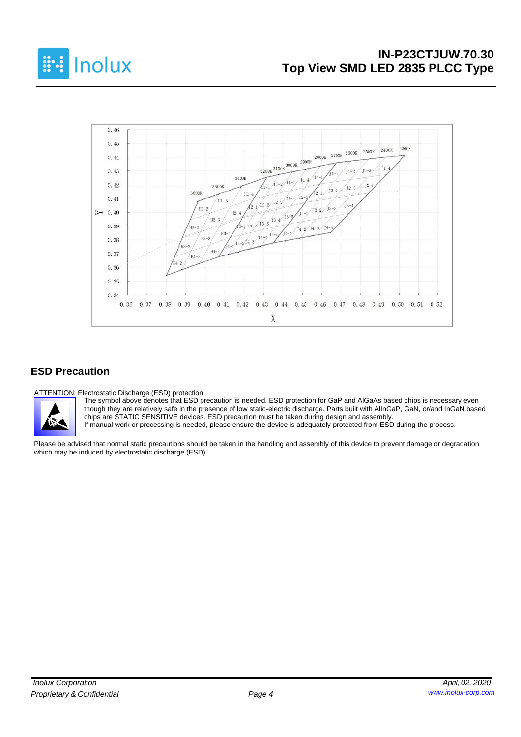## ESD Precaution

ATTENTION: Electrostatic Discharge (ESD) protection

The symbol above denotes that ESD precaution is needed. ESD protection for GaP and AlGaAs based chips is necessary even though they are relatively safe in the presence of low static-electric discharge. Parts built with AlInGaP, GaN, or/and InGaN based chips are STATIC SENSITIVE devices. ESD precaution must be taken during design and assembly.
If manual work or processing is needed, please ensure the device is adequately protected from ESD during the process.

Please be advised that normal static precautions should be taken in the handling and assembly of this device to prevent damage or degradation which may be induced by electrostatic discharge (ESD).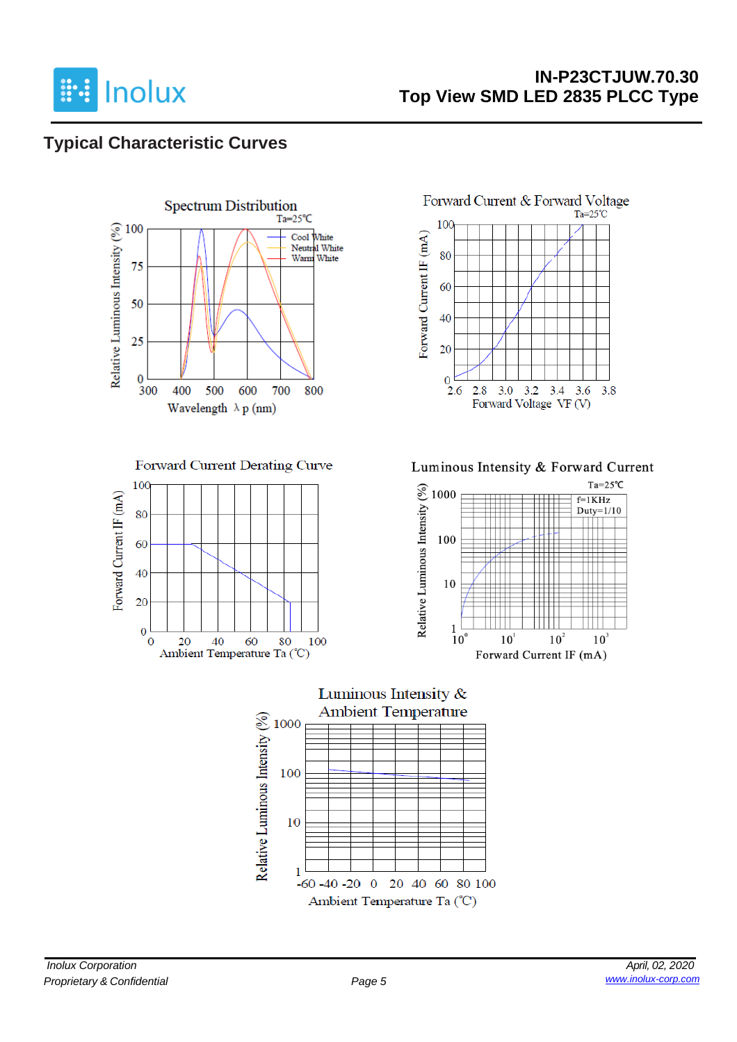## Typical Characteristic Curves

Spectrum Distribution

Ta=25℃

Relative Luminous Intensity (%)

Wavelength λp (nm)

Cool White
Neutral White
Warm White

Forward Current & Forward Voltage

Ta=25℃

Forward Current IF (mA)

Forward Voltage VF (V)

Forward Current Derating Curve

Forward Current IF (mA)

Ambient Temperature Ta (℃)

Luminous Intensity & Forward Current

Ta=25℃

f=1KHz
Duty=1/10

Relative Luminous Intensity (%)

Forward Current IF (mA)

Luminous Intensity & Ambient Temperature

Relative Luminous Intensity (%)

Ambient Temperature Ta (℃)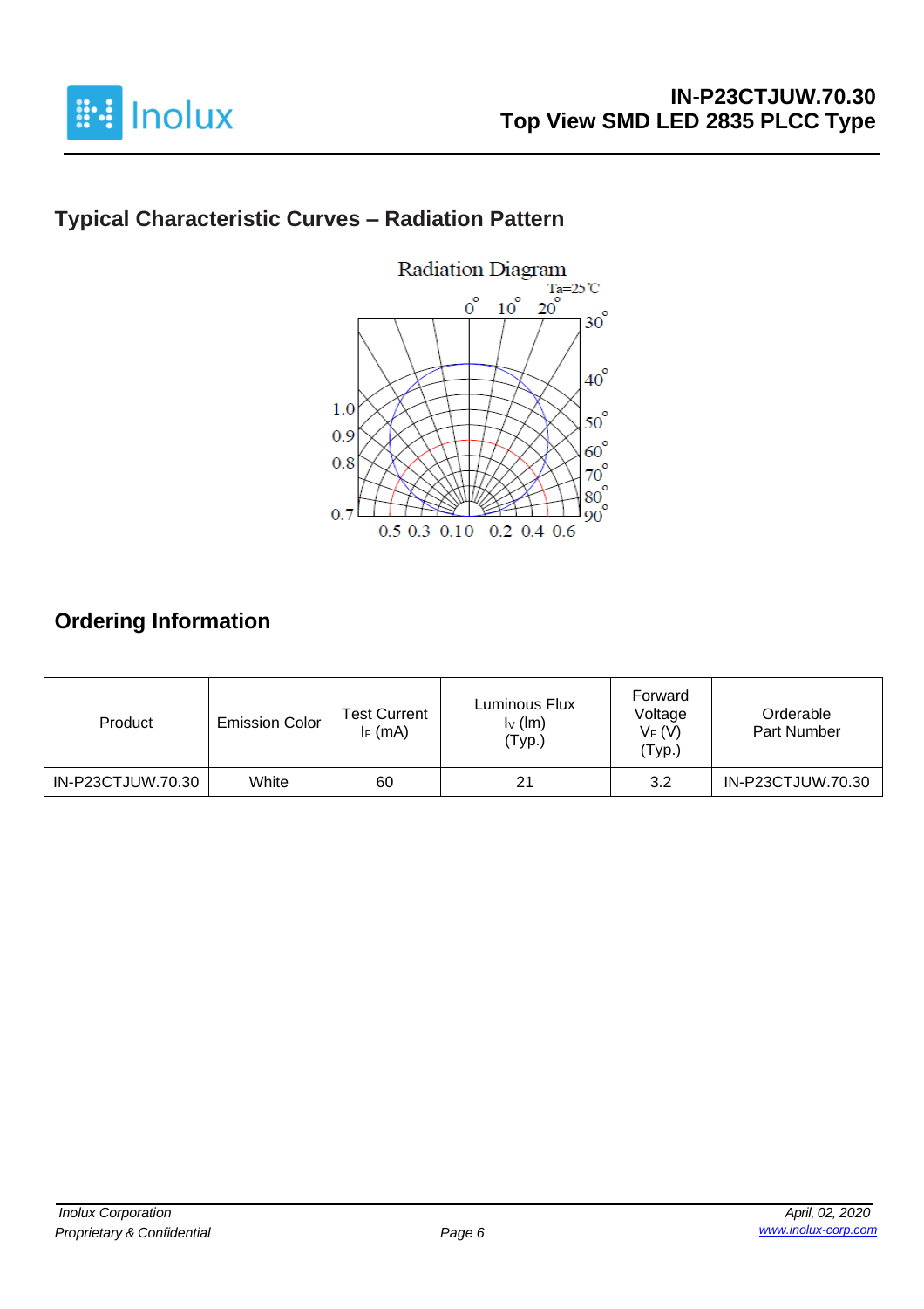## Typical Characteristic Curves – Radiation Pattern

Radiation Diagram

Ta=25℃

## Ordering Information

| Product | Emission Color | Test Current $I_F$ (mA) | Luminous Flux $I_V$ (lm) (Typ.) | Forward Voltage $V_F$ (V) (Typ.) | Orderable Part Number |
|---|---|---|---|---|---|
| IN-P23CTJUW.70.30 | White | 60 | 21 | 3.2 | IN-P23CTJUW.70.30 |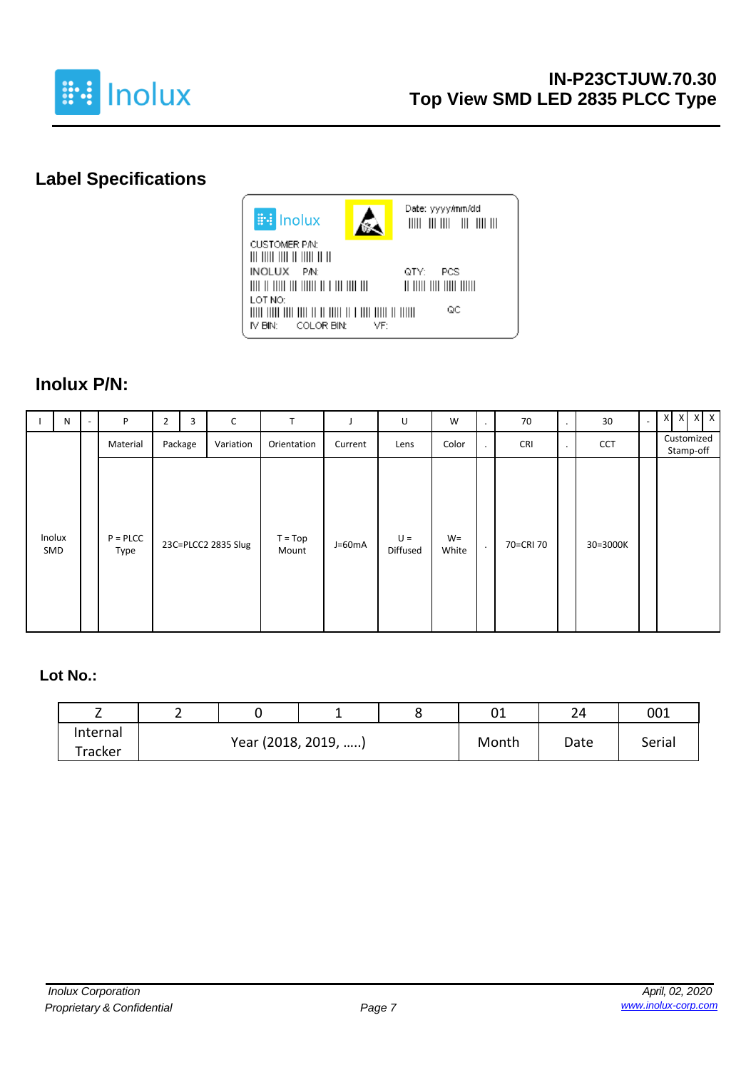## Label Specifications

Inolux

Date: yyyy/mm/dd

CUSTOMER P/N:

INOLUX P/N:

QTY: PCS

LOT NO:

QC

IV BIN: COLOR BIN: VF:

## Inolux P/N:

| I | N | - | P | 2 | 3 | C | T | J | U | W | . | 70 | . | 30 | - | X X X X |
|---|---|---|---|---|---|---|---|---|---|---|---|---|---|---|---|---|
| | | | Material | Package | | Variation | Orientation | Current | Lens | Color | . | CRI | . | CCT | | Customized Stamp-off |
| Inolux SMD | | | P = PLCC Type | 23C=PLCC2 2835 Slug | | | T = Top Mount | J=60mA | U = Diffused | W= White | . | 70=CRI 70 | | 30=3000K | | |

## Lot No.:

| Z | 2 | 0 | 1 | 8 | 01 | 24 | 001 |
|---|---|---|---|---|---|---|---|
| Internal Tracker | Year (2018, 2019, …..) | | | | Month | Date | Serial |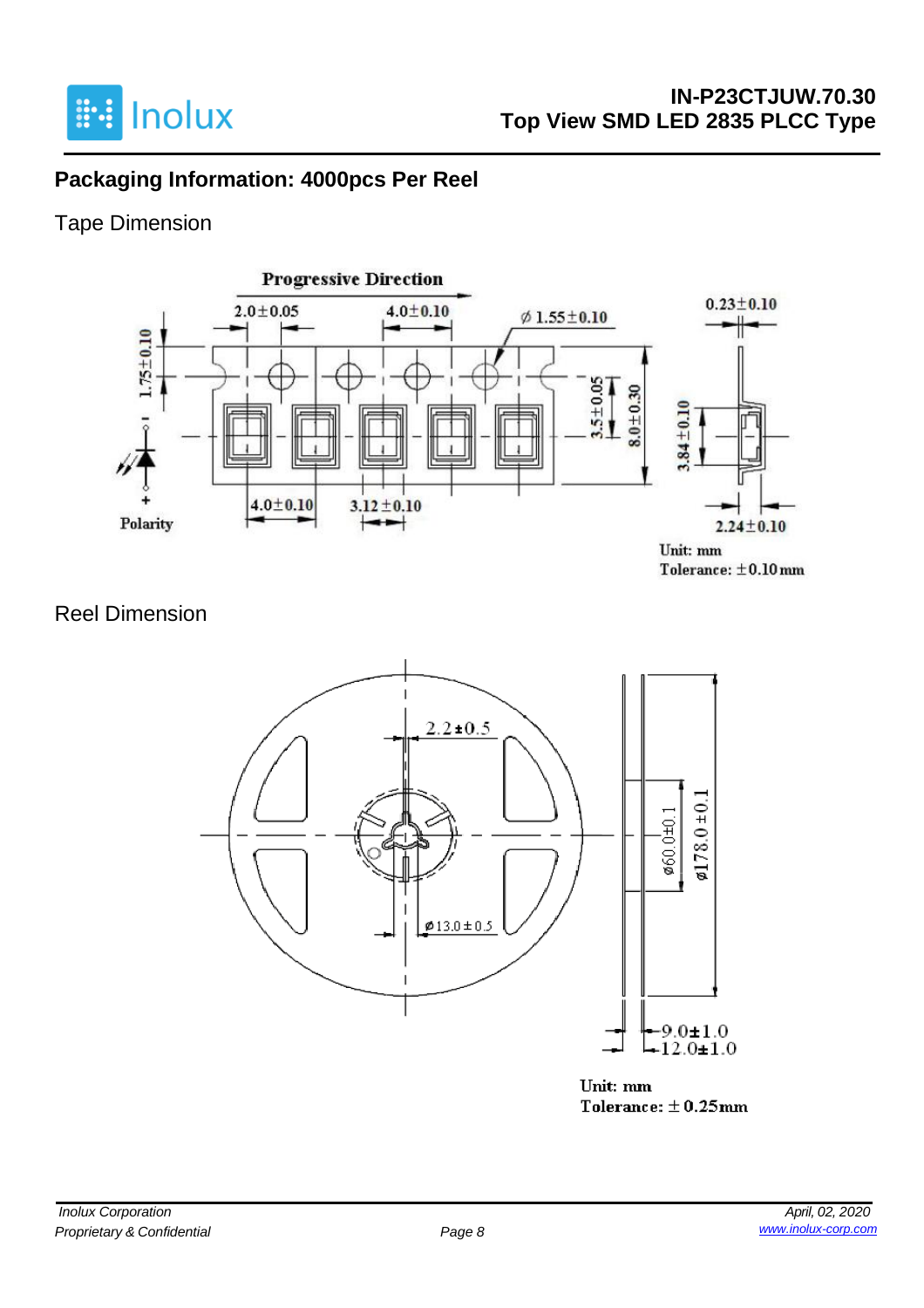## Packaging Information: 4000pcs Per Reel

### Tape Dimension

Progressive Direction

2.0±0.05

4.0±0.10

ϕ 1.55±0.10

0.23±0.10

1.75±0.10

3.5±0.05

8.0±0.30

3.84±0.10

4.0±0.10

3.12±0.10

2.24±0.10

Polarity

Unit: mm
Tolerance: ±0.10mm

### Reel Dimension

2.2±0.5

ϕ13.0±0.5

ϕ60.0±0.1

ϕ178.0±0.1

9.0±1.0

12.0±1.0

Unit: mm
Tolerance: ± 0.25mm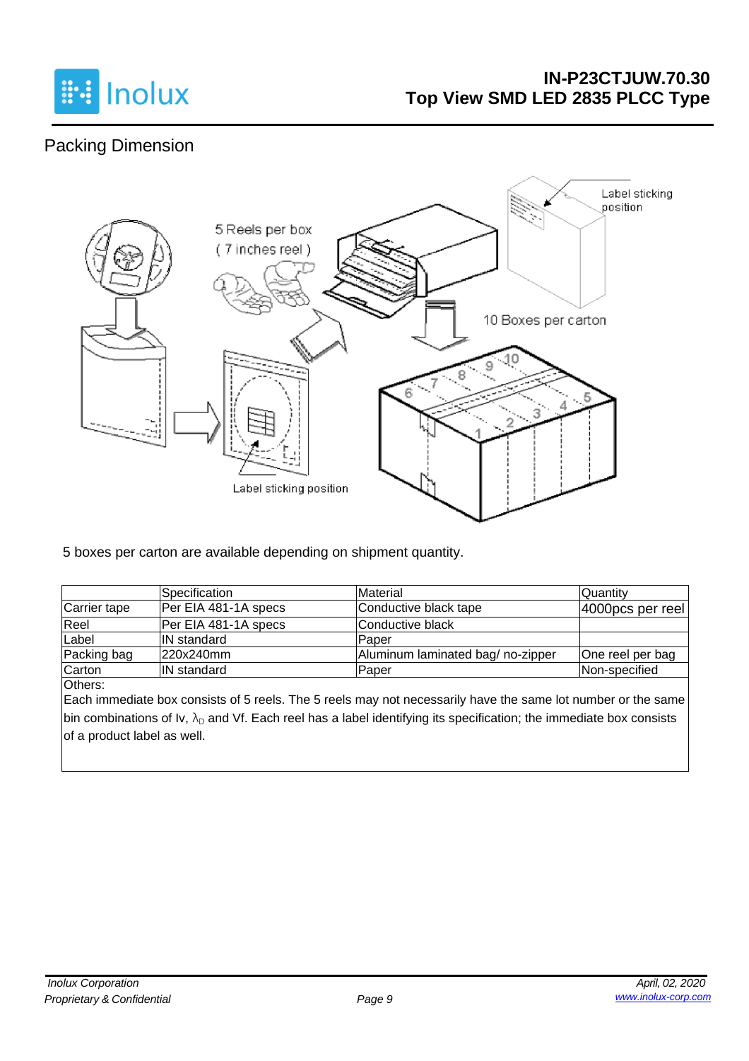## Packing Dimension

5 Reels per box
( 7 inches reel )

Label sticking position

10 Boxes per carton

Label sticking position

5 boxes per carton are available depending on shipment quantity.

| | Specification | Material | Quantity |
|---|---|---|---|
| Carrier tape | Per EIA 481-1A specs | Conductive black tape | 4000pcs per reel |
| Reel | Per EIA 481-1A specs | Conductive black | |
| Label | IN standard | Paper | |
| Packing bag | 220x240mm | Aluminum laminated bag/ no-zipper | One reel per bag |
| Carton | IN standard | Paper | Non-specified |

Others:
Each immediate box consists of 5 reels. The 5 reels may not necessarily have the same lot number or the same bin combinations of Iv, $\lambda_D$ and Vf. Each reel has a label identifying its specification; the immediate box consists of a product label as well.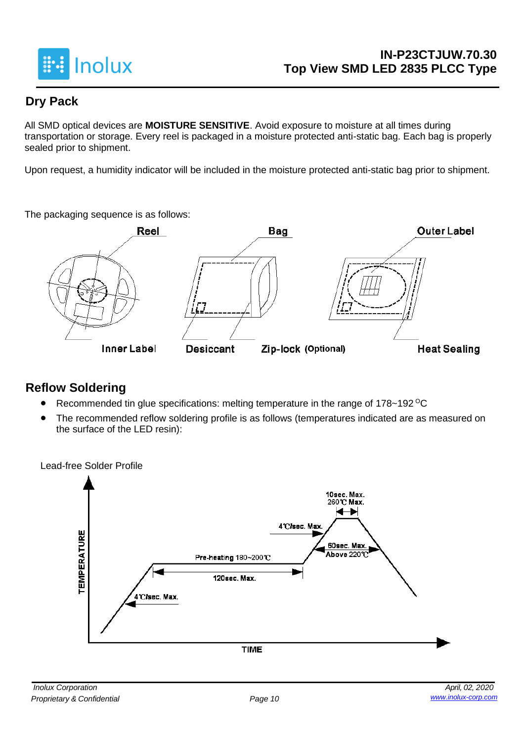## Dry Pack

All SMD optical devices are **MOISTURE SENSITIVE**. Avoid exposure to moisture at all times during transportation or storage. Every reel is packaged in a moisture protected anti-static bag. Each bag is properly sealed prior to shipment.

Upon request, a humidity indicator will be included in the moisture protected anti-static bag prior to shipment.

The packaging sequence is as follows:

Reel — Bag — Outer Label

Inner Label — Desiccant — Zip-lock (Optional) — Heat Sealing

## Reflow Soldering

- Recommended tin glue specifications: melting temperature in the range of 178~192 °C
- The recommended reflow soldering profile is as follows (temperatures indicated are as measured on the surface of the LED resin):

Lead-free Solder Profile

TEMPERATURE / TIME

- 4°C/sec. Max.
- Pre-heating 180~200°C
- 120sec. Max.
- 4°C/sec. Max.
- 60sec. Max. Above 220°C
- 10sec. Max. 260°C Max.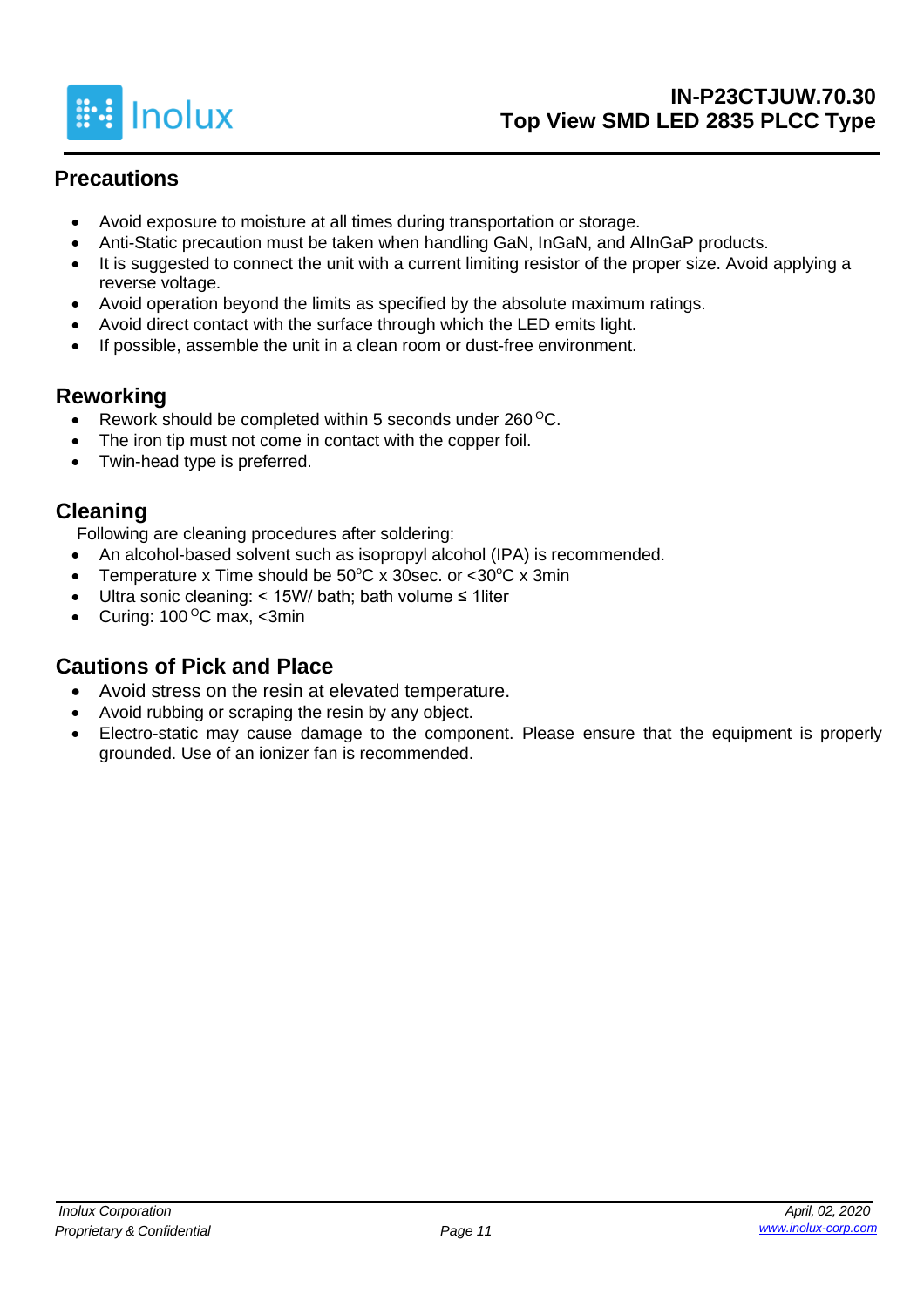## Precautions

- Avoid exposure to moisture at all times during transportation or storage.
- Anti-Static precaution must be taken when handling GaN, InGaN, and AlInGaP products.
- It is suggested to connect the unit with a current limiting resistor of the proper size. Avoid applying a reverse voltage.
- Avoid operation beyond the limits as specified by the absolute maximum ratings.
- Avoid direct contact with the surface through which the LED emits light.
- If possible, assemble the unit in a clean room or dust-free environment.

## Reworking

- Rework should be completed within 5 seconds under 260 $^{O}$C.
- The iron tip must not come in contact with the copper foil.
- Twin-head type is preferred.

## Cleaning

Following are cleaning procedures after soldering:

- An alcohol-based solvent such as isopropyl alcohol (IPA) is recommended.
- Temperature x Time should be 50$^{o}$C x 30sec. or <30$^{o}$C x 3min
- Ultra sonic cleaning: < 15W/ bath; bath volume ≤ 1liter
- Curing: 100 $^{O}$C max, <3min

## Cautions of Pick and Place

- Avoid stress on the resin at elevated temperature.
- Avoid rubbing or scraping the resin by any object.
- Electro-static may cause damage to the component. Please ensure that the equipment is properly grounded. Use of an ionizer fan is recommended.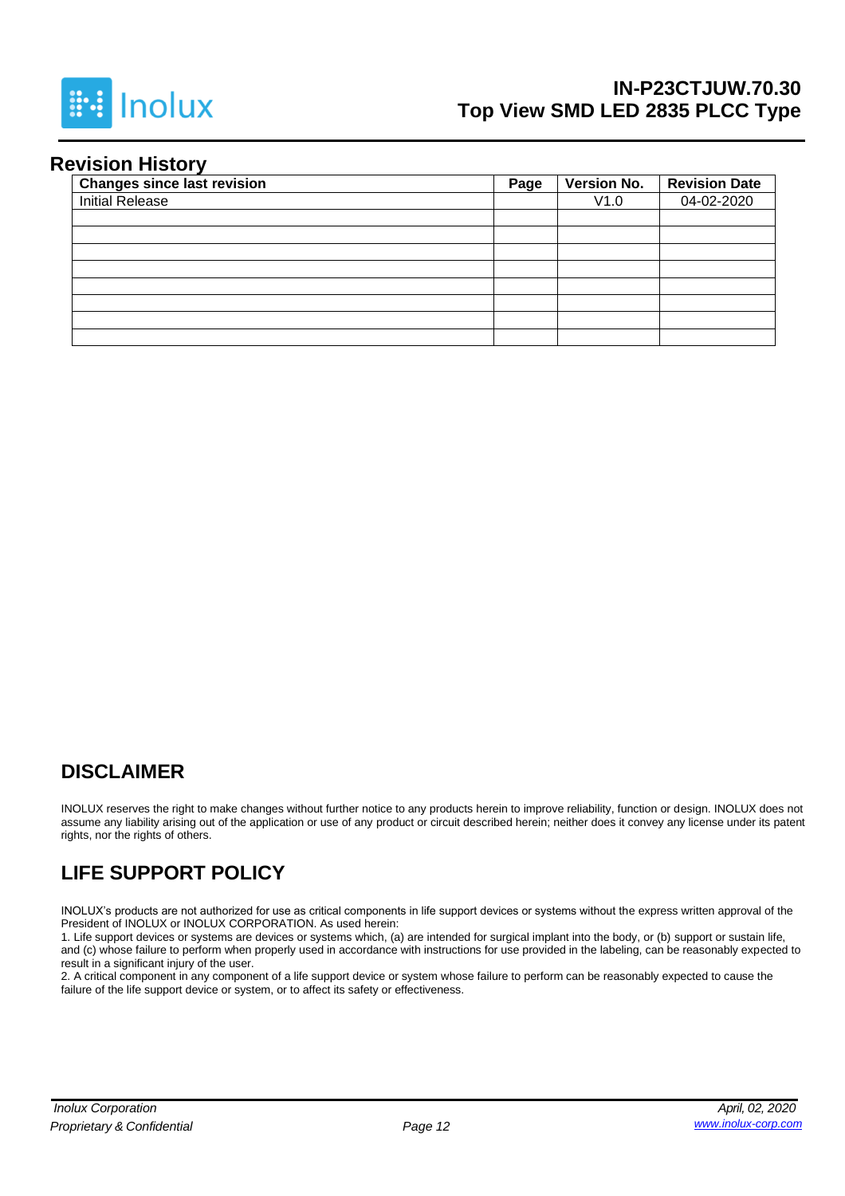## Revision History

| Changes since last revision | Page | Version No. | Revision Date |
|---|---|---|---|
| Initial Release | | V1.0 | 04-02-2020 |
| | | | |
| | | | |
| | | | |
| | | | |
| | | | |
| | | | |
| | | | |
| | | | |

## DISCLAIMER

INOLUX reserves the right to make changes without further notice to any products herein to improve reliability, function or design. INOLUX does not assume any liability arising out of the application or use of any product or circuit described herein; neither does it convey any license under its patent rights, nor the rights of others.

## LIFE SUPPORT POLICY

INOLUX's products are not authorized for use as critical components in life support devices or systems without the express written approval of the President of INOLUX or INOLUX CORPORATION. As used herein:

1. Life support devices or systems are devices or systems which, (a) are intended for surgical implant into the body, or (b) support or sustain life, and (c) whose failure to perform when properly used in accordance with instructions for use provided in the labeling, can be reasonably expected to result in a significant injury of the user.
2. A critical component in any component of a life support device or system whose failure to perform can be reasonably expected to cause the failure of the life support device or system, or to affect its safety or effectiveness.